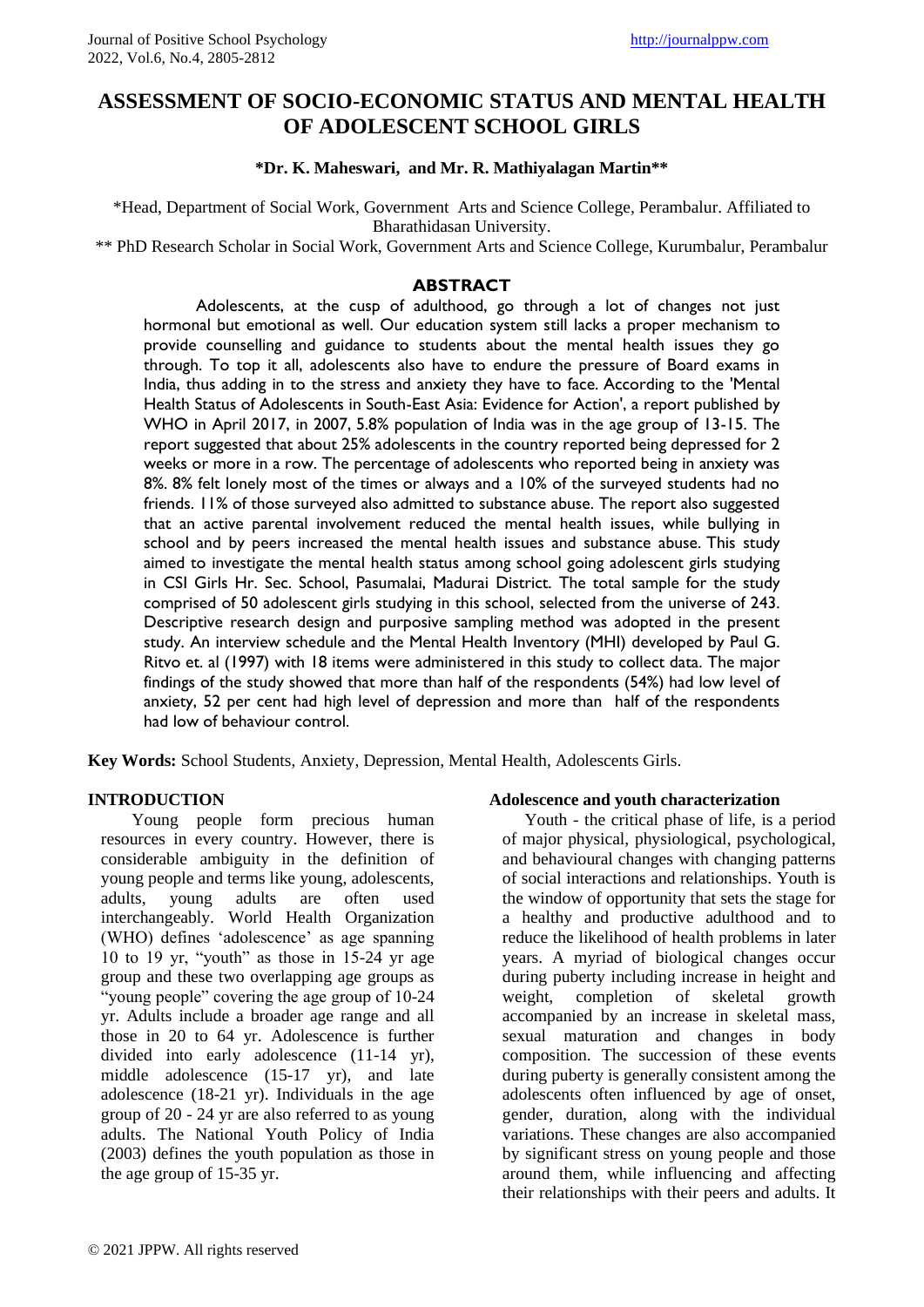# ASSESSMENT OF SOCIO-ECONOMIC STATUS AND MENTAL HEALTH OF ADOLESCENT SCHOOL GIRLS

**\*Dr. K. Maheswari, and Mr. R. Mathiyalagan Martin\*\***

\*Head, Department of Social Work, Government Arts and Science College, Perambalur. Affiliated to Bharathidasan University.

\*\* PhD Research Scholar in Social Work, Government Arts and Science College, Kurumbalur, Perambalur

## ABSTRACT

Adolescents, at the cusp of adulthood, go through a lot of changes not just hormonal but emotional as well. Our education system still lacks a proper mechanism to provide counselling and guidance to students about the mental health issues they go through. To top it all, adolescents also have to endure the pressure of Board exams in India, thus adding in to the stress and anxiety they have to face. According to the 'Mental Health Status of Adolescents in South-East Asia: Evidence for Action', a report published by WHO in April 2017, in 2007, 5.8% population of India was in the age group of 13-15. The report suggested that about 25% adolescents in the country reported being depressed for 2 weeks or more in a row. The percentage of adolescents who reported being in anxiety was 8%. 8% felt lonely most of the times or always and a 10% of the surveyed students had no friends. 11% of those surveyed also admitted to substance abuse. The report also suggested that an active parental involvement reduced the mental health issues, while bullying in school and by peers increased the mental health issues and substance abuse. This study aimed to investigate the mental health status among school going adolescent girls studying in CSI Girls Hr. Sec. School, Pasumalai, Madurai District. The total sample for the study comprised of 50 adolescent girls studying in this school, selected from the universe of 243. Descriptive research design and purposive sampling method was adopted in the present study. An interview schedule and the Mental Health Inventory (MHI) developed by Paul G. Ritvo et. al (1997) with 18 items were administered in this study to collect data. The major findings of the study showed that more than half of the respondents (54%) had low level of anxiety, 52 per cent had high level of depression and more than half of the respondents had low of behaviour control.

**Key Words:** School Students, Anxiety, Depression, Mental Health, Adolescents Girls.

## INTRODUCTION

Young people form precious human resources in every country. However, there is considerable ambiguity in the definition of young people and terms like young, adolescents, adults, young adults are often used interchangeably. World Health Organization (WHO) defines 'adolescence' as age spanning 10 to 19 yr, "youth" as those in 15-24 yr age group and these two overlapping age groups as "young people" covering the age group of 10-24 yr. Adults include a broader age range and all those in 20 to 64 yr. Adolescence is further divided into early adolescence (11-14 yr), middle adolescence (15-17 yr), and late adolescence (18-21 yr). Individuals in the age group of 20 - 24 yr are also referred to as young adults. The National Youth Policy of India (2003) defines the youth population as those in the age group of 15-35 yr.

### Adolescence and youth characterization

Youth - the critical phase of life, is a period of major physical, physiological, psychological, and behavioural changes with changing patterns of social interactions and relationships. Youth is the window of opportunity that sets the stage for a healthy and productive adulthood and to reduce the likelihood of health problems in later years. A myriad of biological changes occur during puberty including increase in height and weight, completion of skeletal growth accompanied by an increase in skeletal mass, sexual maturation and changes in body composition. The succession of these events during puberty is generally consistent among the adolescents often influenced by age of onset, gender, duration, along with the individual variations. These changes are also accompanied by significant stress on young people and those around them, while influencing and affecting their relationships with their peers and adults. It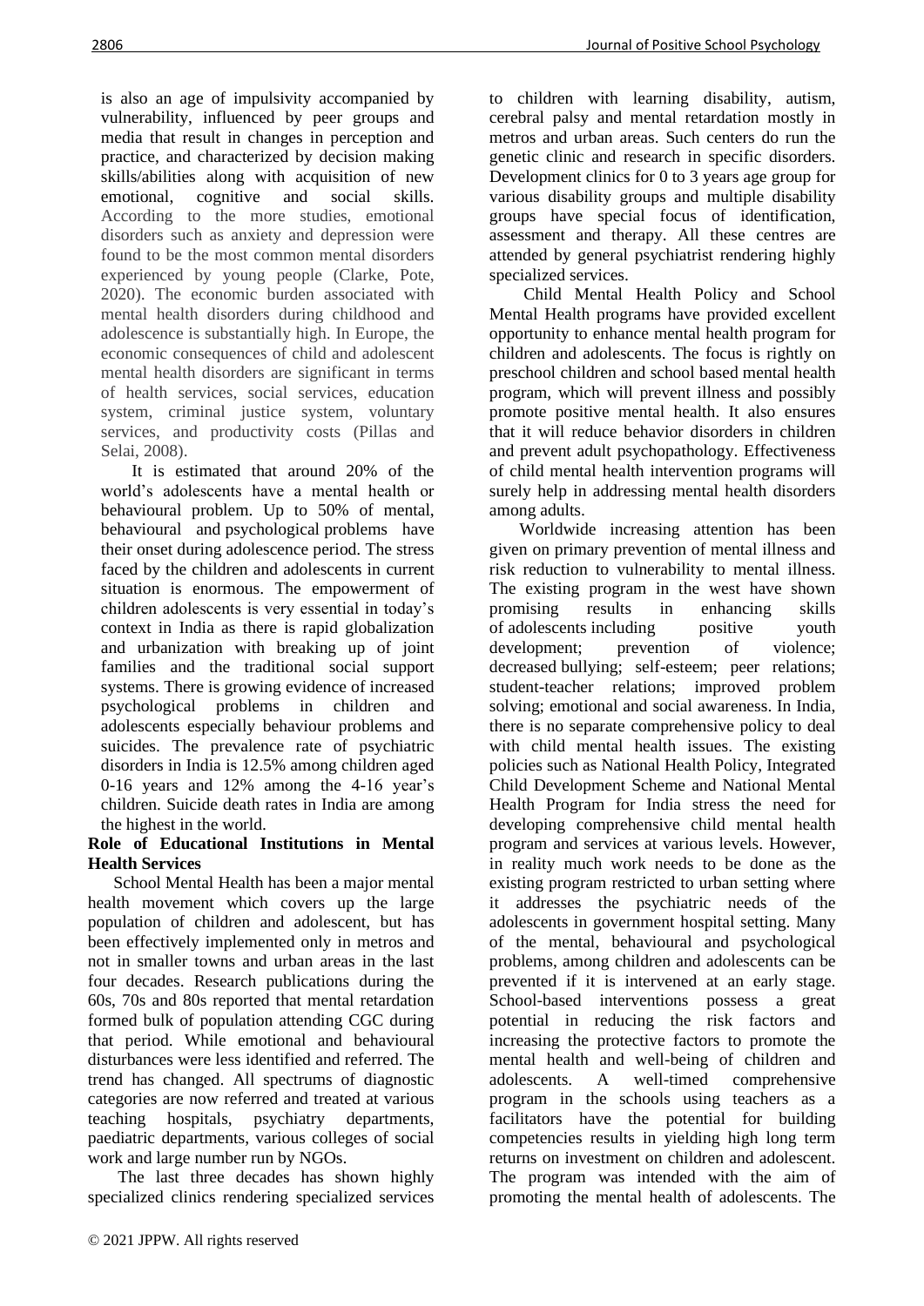is also an age of impulsivity accompanied by vulnerability, influenced by peer groups and media that result in changes in perception and practice, and characterized by decision making skills/abilities along with acquisition of new emotional, cognitive and social skills. According to the more studies, emotional disorders such as anxiety and depression were found to be the most common mental disorders experienced by young people (Clarke, Pote, 2020). The economic burden associated with mental health disorders during childhood and adolescence is substantially high. In Europe, the economic consequences of child and adolescent mental health disorders are significant in terms of health services, social services, education system, criminal justice system, voluntary services, and productivity costs (Pillas and Selai, 2008).

It is estimated that around 20% of the world's adolescents have a mental health or behavioural problem. Up to 50% of mental, behavioural and psychological problems have their onset during adolescence period. The stress faced by the children and adolescents in current situation is enormous. The empowerment of children adolescents is very essential in today's context in India as there is rapid globalization and urbanization with breaking up of joint families and the traditional social support systems. There is growing evidence of increased psychological problems in children and adolescents especially behaviour problems and suicides. The prevalence rate of psychiatric disorders in India is 12.5% among children aged 0-16 years and 12% among the 4-16 year's children. Suicide death rates in India are among the highest in the world.

**Role of Educational Institutions in Mental Health Services**

School Mental Health has been a major mental health movement which covers up the large population of children and adolescent, but has been effectively implemented only in metros and not in smaller towns and urban areas in the last four decades. Research publications during the 60s, 70s and 80s reported that mental retardation formed bulk of population attending CGC during that period. While emotional and behavioural disturbances were less identified and referred. The trend has changed. All spectrums of diagnostic categories are now referred and treated at various teaching hospitals, psychiatry departments, paediatric departments, various colleges of social work and large number run by NGOs.

The last three decades has shown highly specialized clinics rendering specialized services to children with learning disability, autism, cerebral palsy and mental retardation mostly in metros and urban areas. Such centers do run the genetic clinic and research in specific disorders. Development clinics for 0 to 3 years age group for various disability groups and multiple disability groups have special focus of identification, assessment and therapy. All these centres are attended by general psychiatrist rendering highly specialized services.

Child Mental Health Policy and School Mental Health programs have provided excellent opportunity to enhance mental health program for children and adolescents. The focus is rightly on preschool children and school based mental health program, which will prevent illness and possibly promote positive mental health. It also ensures that it will reduce behavior disorders in children and prevent adult psychopathology. Effectiveness of child mental health intervention programs will surely help in addressing mental health disorders among adults.

Worldwide increasing attention has been given on primary prevention of mental illness and risk reduction to vulnerability to mental illness. The existing program in the west have shown promising results in enhancing skills of adolescents including positive youth development; prevention of violence; decreased bullying; self-esteem; peer relations; student-teacher relations; improved problem solving; emotional and social awareness. In India, there is no separate comprehensive policy to deal with child mental health issues. The existing policies such as National Health Policy, Integrated Child Development Scheme and National Mental Health Program for India stress the need for developing comprehensive child mental health program and services at various levels. However, in reality much work needs to be done as the existing program restricted to urban setting where it addresses the psychiatric needs of the adolescents in government hospital setting. Many of the mental, behavioural and psychological problems, among children and adolescents can be prevented if it is intervened at an early stage. School-based interventions possess a great potential in reducing the risk factors and increasing the protective factors to promote the mental health and well-being of children and adolescents. A well-timed comprehensive program in the schools using teachers as a facilitators have the potential for building competencies results in yielding high long term returns on investment on children and adolescent. The program was intended with the aim of promoting the mental health of adolescents. The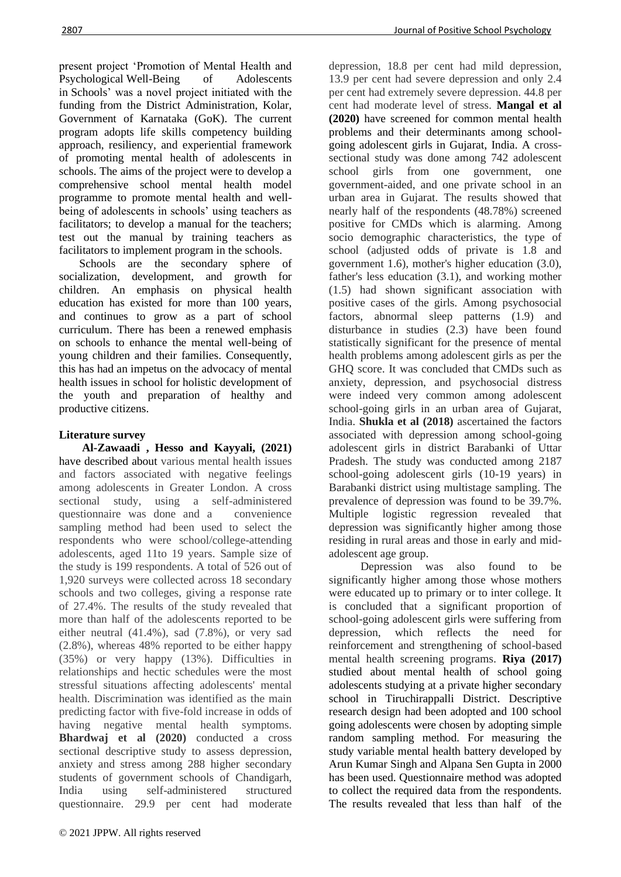present project 'Promotion of Mental Health and Psychological Well-Being of Adolescents in Schools' was a novel project initiated with the funding from the District Administration, Kolar, Government of Karnataka (GoK). The current program adopts life skills competency building approach, resiliency, and experiential framework of promoting mental health of adolescents in schools. The aims of the project were to develop a comprehensive school mental health model programme to promote mental health and well-being of adolescents in schools' using teachers as facilitators; to develop a manual for the teachers; test out the manual by training teachers as facilitators to implement program in the schools.

Schools are the secondary sphere of socialization, development, and growth for children. An emphasis on physical health education has existed for more than 100 years, and continues to grow as a part of school curriculum. There has been a renewed emphasis on schools to enhance the mental well-being of young children and their families. Consequently, this has had an impetus on the advocacy of mental health issues in school for holistic development of the youth and preparation of healthy and productive citizens.

## Literature survey

**Al-Zawaadi , Hesso and Kayyali, (2021)** have described about various mental health issues and factors associated with negative feelings among adolescents in Greater London. A cross sectional study, using a self-administered questionnaire was done and a convenience sampling method had been used to select the respondents who were school/college-attending adolescents, aged 11to 19 years. Sample size of the study is 199 respondents. A total of 526 out of 1,920 surveys were collected across 18 secondary schools and two colleges, giving a response rate of 27.4%. The results of the study revealed that more than half of the adolescents reported to be either neutral (41.4%), sad (7.8%), or very sad (2.8%), whereas 48% reported to be either happy (35%) or very happy (13%). Difficulties in relationships and hectic schedules were the most stressful situations affecting adolescents' mental health. Discrimination was identified as the main predicting factor with five-fold increase in odds of having negative mental health symptoms. **Bhardwaj et al (2020)** conducted a cross sectional descriptive study to assess depression, anxiety and stress among 288 higher secondary students of government schools of Chandigarh, India using self-administered structured questionnaire. 29.9 per cent had moderate depression, 18.8 per cent had mild depression, 13.9 per cent had severe depression and only 2.4 per cent had extremely severe depression. 44.8 per cent had moderate level of stress. **Mangal et al (2020)** have screened for common mental health problems and their determinants among school-going adolescent girls in Gujarat, India. A cross-sectional study was done among 742 adolescent school girls from one government, one government-aided, and one private school in an urban area in Gujarat. The results showed that nearly half of the respondents (48.78%) screened positive for CMDs which is alarming. Among socio demographic characteristics, the type of school (adjusted odds of private is 1.8 and government 1.6), mother's higher education (3.0), father's less education (3.1), and working mother (1.5) had shown significant association with positive cases of the girls. Among psychosocial factors, abnormal sleep patterns (1.9) and disturbance in studies (2.3) have been found statistically significant for the presence of mental health problems among adolescent girls as per the GHQ score. It was concluded that CMDs such as anxiety, depression, and psychosocial distress were indeed very common among adolescent school-going girls in an urban area of Gujarat, India. **Shukla et al (2018)** ascertained the factors associated with depression among school-going adolescent girls in district Barabanki of Uttar Pradesh. The study was conducted among 2187 school-going adolescent girls (10-19 years) in Barabanki district using multistage sampling. The prevalence of depression was found to be 39.7%. Multiple logistic regression revealed that depression was significantly higher among those residing in rural areas and those in early and mid-adolescent age group.

Depression was also found to be significantly higher among those whose mothers were educated up to primary or to inter college. It is concluded that a significant proportion of school-going adolescent girls were suffering from depression, which reflects the need for reinforcement and strengthening of school-based mental health screening programs. **Riya (2017)** studied about mental health of school going adolescents studying at a private higher secondary school in Tiruchirappalli District. Descriptive research design had been adopted and 100 school going adolescents were chosen by adopting simple random sampling method. For measuring the study variable mental health battery developed by Arun Kumar Singh and Alpana Sen Gupta in 2000 has been used. Questionnaire method was adopted to collect the required data from the respondents. The results revealed that less than half of the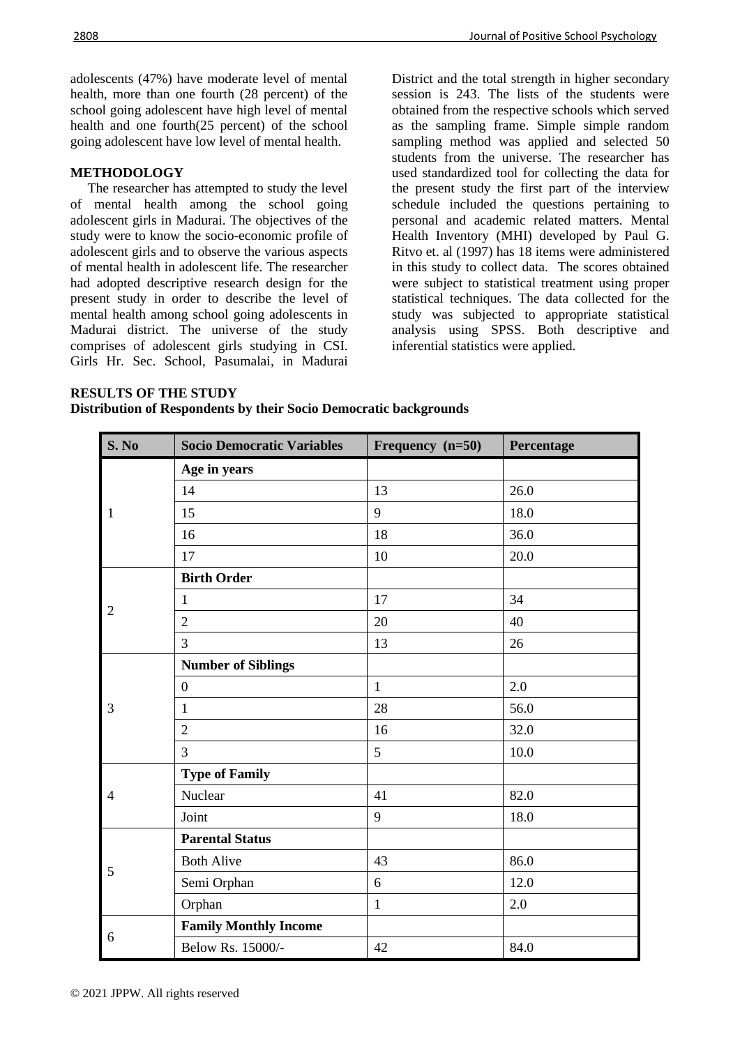adolescents (47%) have moderate level of mental health, more than one fourth (28 percent) of the school going adolescent have high level of mental health and one fourth(25 percent) of the school going adolescent have low level of mental health.

## METHODOLOGY

The researcher has attempted to study the level of mental health among the school going adolescent girls in Madurai. The objectives of the study were to know the socio-economic profile of adolescent girls and to observe the various aspects of mental health in adolescent life. The researcher had adopted descriptive research design for the present study in order to describe the level of mental health among school going adolescents in Madurai district. The universe of the study comprises of adolescent girls studying in CSI. Girls Hr. Sec. School, Pasumalai, in Madurai District and the total strength in higher secondary session is 243. The lists of the students were obtained from the respective schools which served as the sampling frame. Simple simple random sampling method was applied and selected 50 students from the universe. The researcher has used standardized tool for collecting the data for the present study the first part of the interview schedule included the questions pertaining to personal and academic related matters. Mental Health Inventory (MHI) developed by Paul G. Ritvo et. al (1997) has 18 items were administered in this study to collect data. The scores obtained were subject to statistical treatment using proper statistical techniques. The data collected for the study was subjected to appropriate statistical analysis using SPSS. Both descriptive and inferential statistics were applied.

## RESULTS OF THE STUDY

**Distribution of Respondents by their Socio Democratic backgrounds**

| S. No | Socio Democratic Variables | Frequency (n=50) | Percentage |
|---|---|---|---|
| 1 | **Age in years** | | |
| | 14 | 13 | 26.0 |
| | 15 | 9 | 18.0 |
| | 16 | 18 | 36.0 |
| | 17 | 10 | 20.0 |
| 2 | **Birth Order** | | |
| | 1 | 17 | 34 |
| | 2 | 20 | 40 |
| | 3 | 13 | 26 |
| 3 | **Number of Siblings** | | |
| | 0 | 1 | 2.0 |
| | 1 | 28 | 56.0 |
| | 2 | 16 | 32.0 |
| | 3 | 5 | 10.0 |
| 4 | **Type of Family** | | |
| | Nuclear | 41 | 82.0 |
| | Joint | 9 | 18.0 |
| 5 | **Parental Status** | | |
| | Both Alive | 43 | 86.0 |
| | Semi Orphan | 6 | 12.0 |
| | Orphan | 1 | 2.0 |
| 6 | **Family Monthly Income** | | |
| | Below Rs. 15000/- | 42 | 84.0 |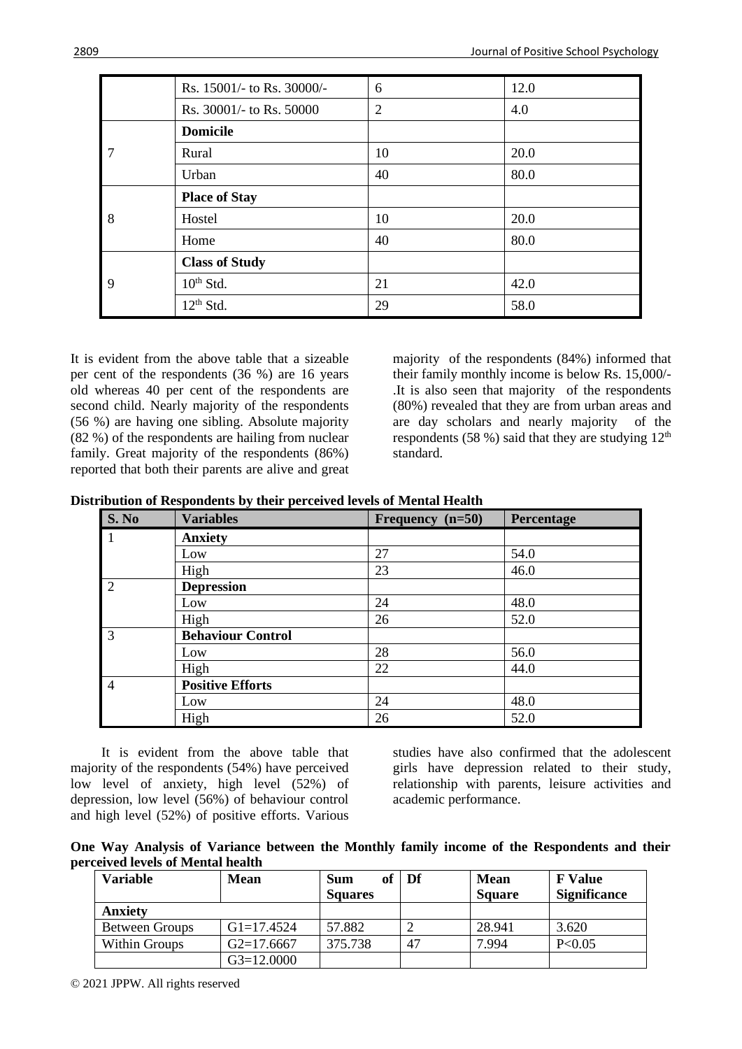|  | Rs. 15001/- to Rs. 30000/- | 6 | 12.0 |
|---|---|---|---|
|  | Rs. 30001/- to Rs. 50000 | 2 | 4.0 |
| 7 | **Domicile** |  |  |
|  | Rural | 10 | 20.0 |
|  | Urban | 40 | 80.0 |
| 8 | **Place of Stay** |  |  |
|  | Hostel | 10 | 20.0 |
|  | Home | 40 | 80.0 |
| 9 | **Class of Study** |  |  |
|  | 10th Std. | 21 | 42.0 |
|  | 12th Std. | 29 | 58.0 |

It is evident from the above table that a sizeable per cent of the respondents (36 %) are 16 years old whereas 40 per cent of the respondents are second child. Nearly majority of the respondents (56 %) are having one sibling. Absolute majority (82 %) of the respondents are hailing from nuclear family. Great majority of the respondents (86%) reported that both their parents are alive and great majority of the respondents (84%) informed that their family monthly income is below Rs. 15,000/-. It is also seen that majority of the respondents (80%) revealed that they are from urban areas and are day scholars and nearly majority of the respondents (58 %) said that they are studying 12th standard.

**Distribution of Respondents by their perceived levels of Mental Health**

| S. No | Variables | Frequency (n=50) | Percentage |
|---|---|---|---|
| 1 | **Anxiety** |  |  |
|  | Low | 27 | 54.0 |
|  | High | 23 | 46.0 |
| 2 | **Depression** |  |  |
|  | Low | 24 | 48.0 |
|  | High | 26 | 52.0 |
| 3 | **Behaviour Control** |  |  |
|  | Low | 28 | 56.0 |
|  | High | 22 | 44.0 |
| 4 | **Positive Efforts** |  |  |
|  | Low | 24 | 48.0 |
|  | High | 26 | 52.0 |

It is evident from the above table that majority of the respondents (54%) have perceived low level of anxiety, high level (52%) of depression, low level (56%) of behaviour control and high level (52%) of positive efforts. Various studies have also confirmed that the adolescent girls have depression related to their study, relationship with parents, leisure activities and academic performance.

**One Way Analysis of Variance between the Monthly family income of the Respondents and their perceived levels of Mental health**

| Variable | Mean | Sum of Squares | Df | Mean Square | F Value Significance |
|---|---|---|---|---|---|
| **Anxiety** |  |  |  |  |  |
| Between Groups | G1=17.4524 | 57.882 | 2 | 28.941 | 3.620 |
| Within Groups | G2=17.6667 | 375.738 | 47 | 7.994 | P<0.05 |
|  | G3=12.0000 |  |  |  |  |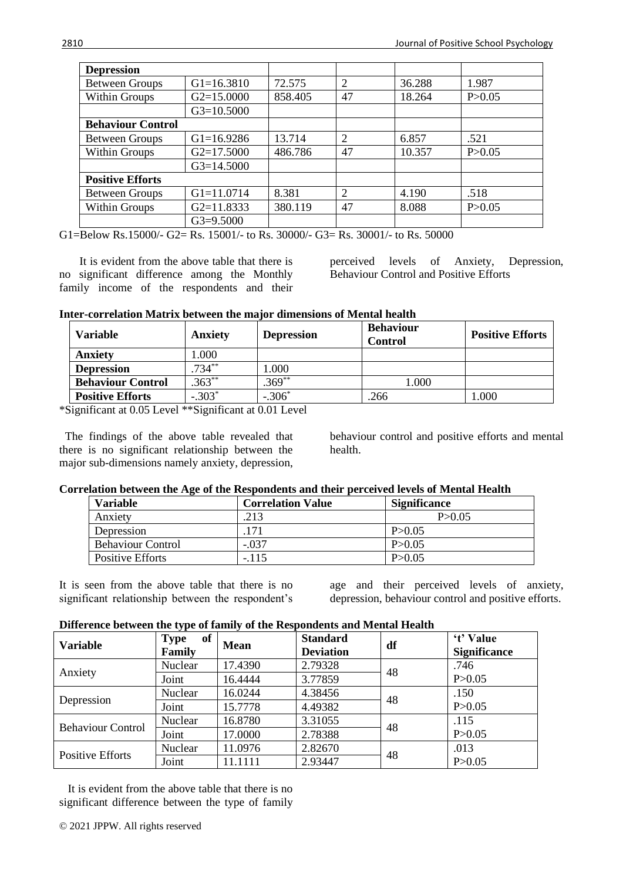| **Depression** | | | | | |
|---|---|---|---|---|---|
| Between Groups | G1=16.3810 | 72.575 | 2 | 36.288 | 1.987 |
| Within Groups | G2=15.0000 | 858.405 | 47 | 18.264 | P>0.05 |
| | G3=10.5000 | | | | |
| **Behaviour Control** | | | | | |
| Between Groups | G1=16.9286 | 13.714 | 2 | 6.857 | .521 |
| Within Groups | G2=17.5000 | 486.786 | 47 | 10.357 | P>0.05 |
| | G3=14.5000 | | | | |
| **Positive Efforts** | | | | | |
| Between Groups | G1=11.0714 | 8.381 | 2 | 4.190 | .518 |
| Within Groups | G2=11.8333 | 380.119 | 47 | 8.088 | P>0.05 |
| | G3=9.5000 | | | | |

G1=Below Rs.15000/- G2= Rs. 15001/- to Rs. 30000/- G3= Rs. 30001/- to Rs. 50000

It is evident from the above table that there is no significant difference among the Monthly family income of the respondents and their perceived levels of Anxiety, Depression, Behaviour Control and Positive Efforts

**Inter-correlation Matrix between the major dimensions of Mental health**

| Variable | Anxiety | Depression | Behaviour Control | Positive Efforts |
|---|---|---|---|---|
| **Anxiety** | 1.000 | | | |
| **Depression** | .734** | 1.000 | | |
| **Behaviour Control** | .363** | .369** | 1.000 | |
| **Positive Efforts** | -.303* | -.306* | .266 | 1.000 |

*Significant at 0.05 Level **Significant at 0.01 Level

The findings of the above table revealed that there is no significant relationship between the major sub-dimensions namely anxiety, depression, behaviour control and positive efforts and mental health.

**Correlation between the Age of the Respondents and their perceived levels of Mental Health**

| Variable | Correlation Value | Significance |
|---|---|---|
| Anxiety | .213 | P>0.05 |
| Depression | .171 | P>0.05 |
| Behaviour Control | -.037 | P>0.05 |
| Positive Efforts | -.115 | P>0.05 |

It is seen from the above table that there is no significant relationship between the respondent's age and their perceived levels of anxiety, depression, behaviour control and positive efforts.

**Difference between the type of family of the Respondents and Mental Health**

| Variable | Type of Family | Mean | Standard Deviation | df | 't' Value Significance |
|---|---|---|---|---|---|
| Anxiety | Nuclear | 17.4390 | 2.79328 | 48 | .746 |
| | Joint | 16.4444 | 3.77859 | | P>0.05 |
| Depression | Nuclear | 16.0244 | 4.38456 | 48 | .150 |
| | Joint | 15.7778 | 4.49382 | | P>0.05 |
| Behaviour Control | Nuclear | 16.8780 | 3.31055 | 48 | .115 |
| | Joint | 17.0000 | 2.78388 | | P>0.05 |
| Positive Efforts | Nuclear | 11.0976 | 2.82670 | 48 | .013 |
| | Joint | 11.1111 | 2.93447 | | P>0.05 |

It is evident from the above table that there is no significant difference between the type of family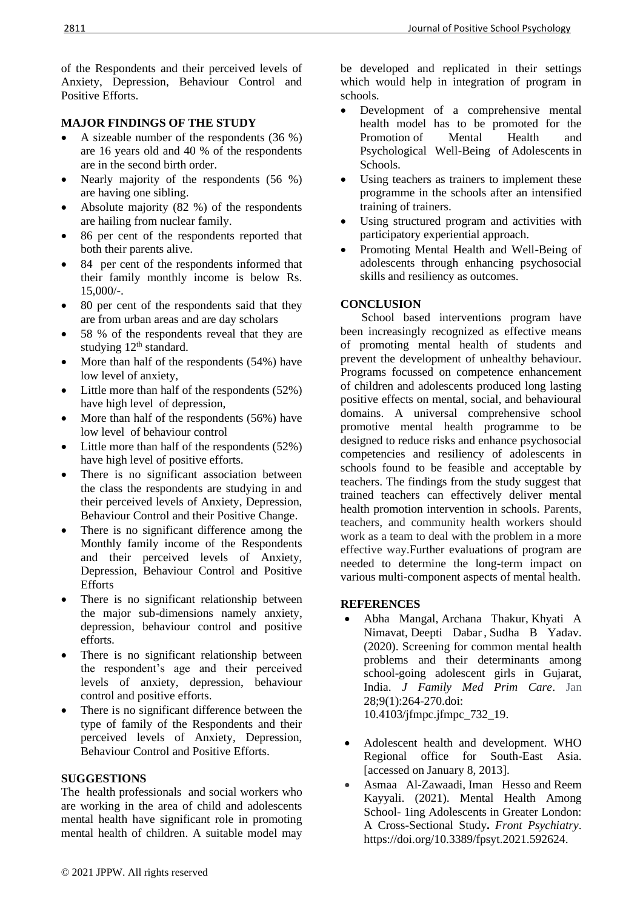of the Respondents and their perceived levels of Anxiety, Depression, Behaviour Control and Positive Efforts.

## MAJOR FINDINGS OF THE STUDY

- A sizeable number of the respondents (36 %) are 16 years old and 40 % of the respondents are in the second birth order.
- Nearly majority of the respondents (56 %) are having one sibling.
- Absolute majority (82 %) of the respondents are hailing from nuclear family.
- 86 per cent of the respondents reported that both their parents alive.
- 84 per cent of the respondents informed that their family monthly income is below Rs. 15,000/-.
- 80 per cent of the respondents said that they are from urban areas and are day scholars
- 58 % of the respondents reveal that they are studying 12th standard.
- More than half of the respondents (54%) have low level of anxiety,
- Little more than half of the respondents (52%) have high level of depression,
- More than half of the respondents (56%) have low level of behaviour control
- Little more than half of the respondents (52%) have high level of positive efforts.
- There is no significant association between the class the respondents are studying in and their perceived levels of Anxiety, Depression, Behaviour Control and their Positive Change.
- There is no significant difference among the Monthly family income of the Respondents and their perceived levels of Anxiety, Depression, Behaviour Control and Positive Efforts
- There is no significant relationship between the major sub-dimensions namely anxiety, depression, behaviour control and positive efforts.
- There is no significant relationship between the respondent's age and their perceived levels of anxiety, depression, behaviour control and positive efforts.
- There is no significant difference between the type of family of the Respondents and their perceived levels of Anxiety, Depression, Behaviour Control and Positive Efforts.

## SUGGESTIONS

The health professionals and social workers who are working in the area of child and adolescents mental health have significant role in promoting mental health of children. A suitable model may be developed and replicated in their settings which would help in integration of program in schools.

- Development of a comprehensive mental health model has to be promoted for the Promotion of Mental Health and Psychological Well-Being of Adolescents in Schools.
- Using teachers as trainers to implement these programme in the schools after an intensified training of trainers.
- Using structured program and activities with participatory experiential approach.
- Promoting Mental Health and Well-Being of adolescents through enhancing psychosocial skills and resiliency as outcomes.

## CONCLUSION

School based interventions program have been increasingly recognized as effective means of promoting mental health of students and prevent the development of unhealthy behaviour. Programs focussed on competence enhancement of children and adolescents produced long lasting positive effects on mental, social, and behavioural domains. A universal comprehensive school promotive mental health programme to be designed to reduce risks and enhance psychosocial competencies and resiliency of adolescents in schools found to be feasible and acceptable by teachers. The findings from the study suggest that trained teachers can effectively deliver mental health promotion intervention in schools. Parents, teachers, and community health workers should work as a team to deal with the problem in a more effective way.Further evaluations of program are needed to determine the long-term impact on various multi-component aspects of mental health.

## REFERENCES

- Abha Mangal, Archana Thakur, Khyati A Nimavat, Deepti Dabar , Sudha B Yadav. (2020). Screening for common mental health problems and their determinants among school-going adolescent girls in Gujarat, India. *J Family Med Prim Care*. Jan 28;9(1):264-270.doi: 10.4103/jfmpc.jfmpc_732_19.
- Adolescent health and development. WHO Regional office for South-East Asia. [accessed on January 8, 2013].
- Asmaa Al-Zawaadi, Iman Hesso and Reem Kayyali. (2021). Mental Health Among School- 1ing Adolescents in Greater London: A Cross-Sectional Study**.** *Front Psychiatry*. https://doi.org/10.3389/fpsyt.2021.592624.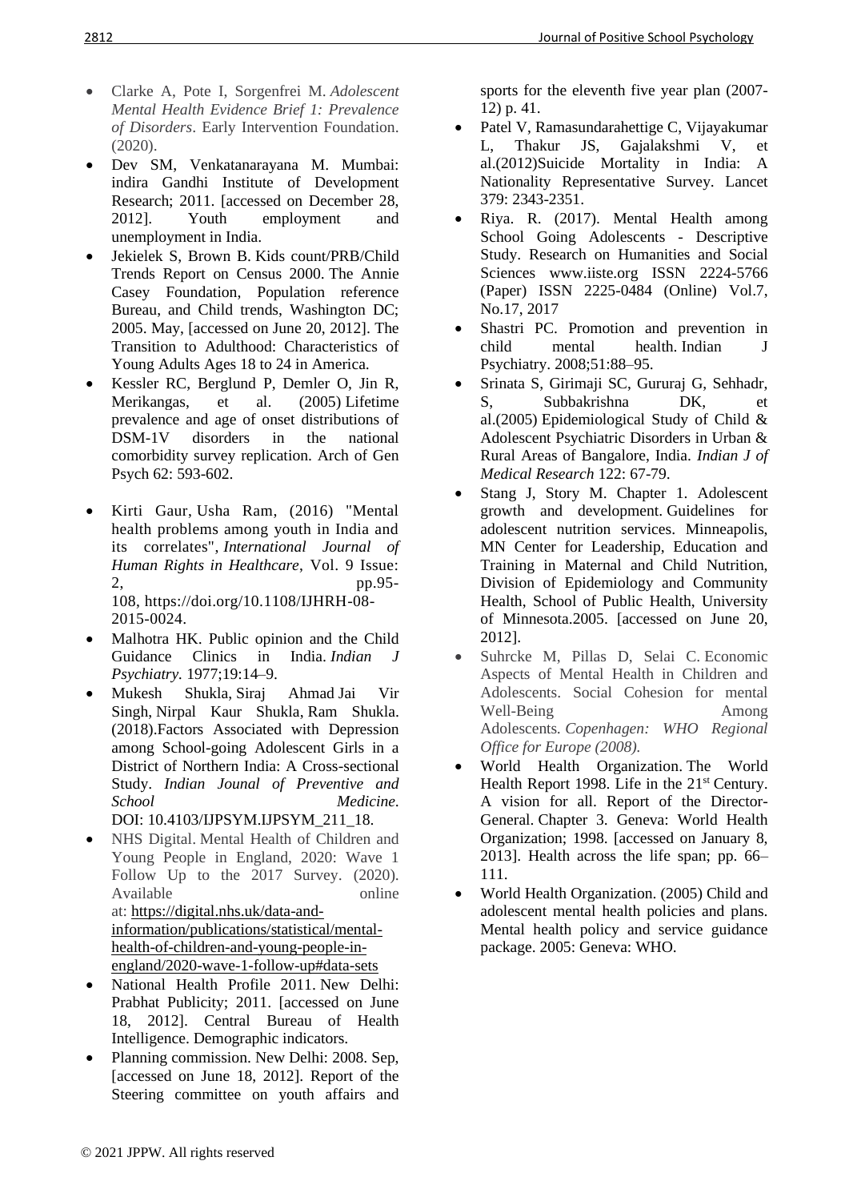- Clarke A, Pote I, Sorgenfrei M. *Adolescent Mental Health Evidence Brief 1: Prevalence of Disorders*. Early Intervention Foundation. (2020).
- Dev SM, Venkatanarayana M. Mumbai: indira Gandhi Institute of Development Research; 2011. [accessed on December 28, 2012]. Youth employment and unemployment in India.
- Jekielek S, Brown B. Kids count/PRB/Child Trends Report on Census 2000. The Annie Casey Foundation, Population reference Bureau, and Child trends, Washington DC; 2005. May, [accessed on June 20, 2012]. The Transition to Adulthood: Characteristics of Young Adults Ages 18 to 24 in America.
- Kessler RC, Berglund P, Demler O, Jin R, Merikangas, et al. (2005) Lifetime prevalence and age of onset distributions of DSM-1V disorders in the national comorbidity survey replication. Arch of Gen Psych 62: 593-602.
- Kirti Gaur, Usha Ram, (2016) "Mental health problems among youth in India and its correlates", *International Journal of Human Rights in Healthcare*, Vol. 9 Issue: 2, pp.95-108, https://doi.org/10.1108/IJHRH-08-2015-0024.
- Malhotra HK. Public opinion and the Child Guidance Clinics in India. *Indian J Psychiatry.* 1977;19:14–9.
- Mukesh Shukla, Siraj Ahmad Jai Vir Singh, Nirpal Kaur Shukla, Ram Shukla. (2018).Factors Associated with Depression among School-going Adolescent Girls in a District of Northern India: A Cross-sectional Study. *Indian Jounal of Preventive and School Medicine.* DOI: 10.4103/IJPSYM.IJPSYM_211_18.
- NHS Digital. Mental Health of Children and Young People in England, 2020: Wave 1 Follow Up to the 2017 Survey. (2020). Available online at: https://digital.nhs.uk/data-and-information/publications/statistical/mental-health-of-children-and-young-people-in-england/2020-wave-1-follow-up#data-sets
- National Health Profile 2011. New Delhi: Prabhat Publicity; 2011. [accessed on June 18, 2012]. Central Bureau of Health Intelligence. Demographic indicators.
- Planning commission. New Delhi: 2008. Sep, [accessed on June 18, 2012]. Report of the Steering committee on youth affairs and sports for the eleventh five year plan (2007-12) p. 41.
- Patel V, Ramasundarahettige C, Vijayakumar L, Thakur JS, Gajalakshmi V, et al.(2012)Suicide Mortality in India: A Nationality Representative Survey. Lancet 379: 2343-2351.
- Riya. R. (2017). Mental Health among School Going Adolescents - Descriptive Study. Research on Humanities and Social Sciences www.iiste.org ISSN 2224-5766 (Paper) ISSN 2225-0484 (Online) Vol.7, No.17, 2017
- Shastri PC. Promotion and prevention in child mental health. Indian J Psychiatry. 2008;51:88–95.
- Srinata S, Girimaji SC, Gururaj G, Sehhadr, S, Subbakrishna DK, et al.(2005) Epidemiological Study of Child & Adolescent Psychiatric Disorders in Urban & Rural Areas of Bangalore, India. *Indian J of Medical Research* 122: 67-79.
- Stang J, Story M. Chapter 1. Adolescent growth and development. Guidelines for adolescent nutrition services. Minneapolis, MN Center for Leadership, Education and Training in Maternal and Child Nutrition, Division of Epidemiology and Community Health, School of Public Health, University of Minnesota.2005. [accessed on June 20, 2012].
- Suhrcke M, Pillas D, Selai C. Economic Aspects of Mental Health in Children and Adolescents. Social Cohesion for mental Well-Being Among Adolescents. *Copenhagen: WHO Regional Office for Europe (2008).*
- World Health Organization. The World Health Report 1998. Life in the 21st Century. A vision for all. Report of the Director-General. Chapter 3. Geneva: World Health Organization; 1998. [accessed on January 8, 2013]. Health across the life span; pp. 66–111.
- World Health Organization. (2005) Child and adolescent mental health policies and plans. Mental health policy and service guidance package. 2005: Geneva: WHO.